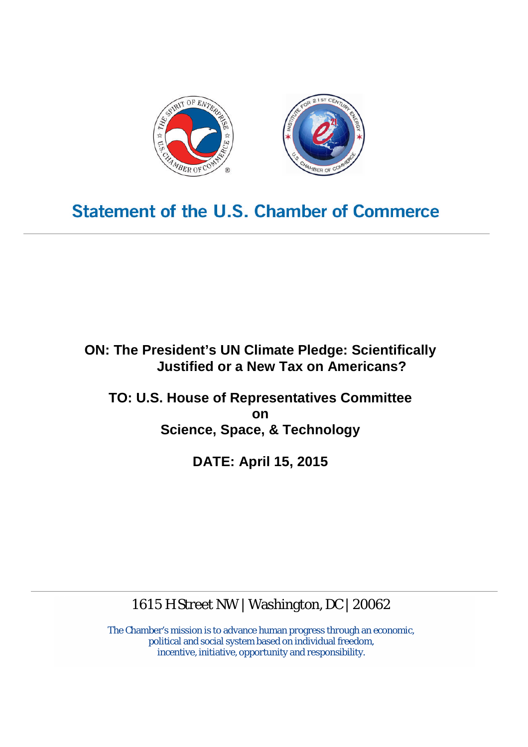# Statement of the U.S. Chamber of Commerce

**ON: The President's UN Climate Pledge: Scientifically Justified or a New Tax on Americans?**

**TO: U.S. House of Representatives Committee on Science, Space, & Technology**

**DATE: April 15, 2015**

1615 H Street NW | Washington, DC | 20062

The Chamber's mission is to advance human progress through an economic, political and social system based on individual freedom, incentive, initiative, opportunity and responsibility.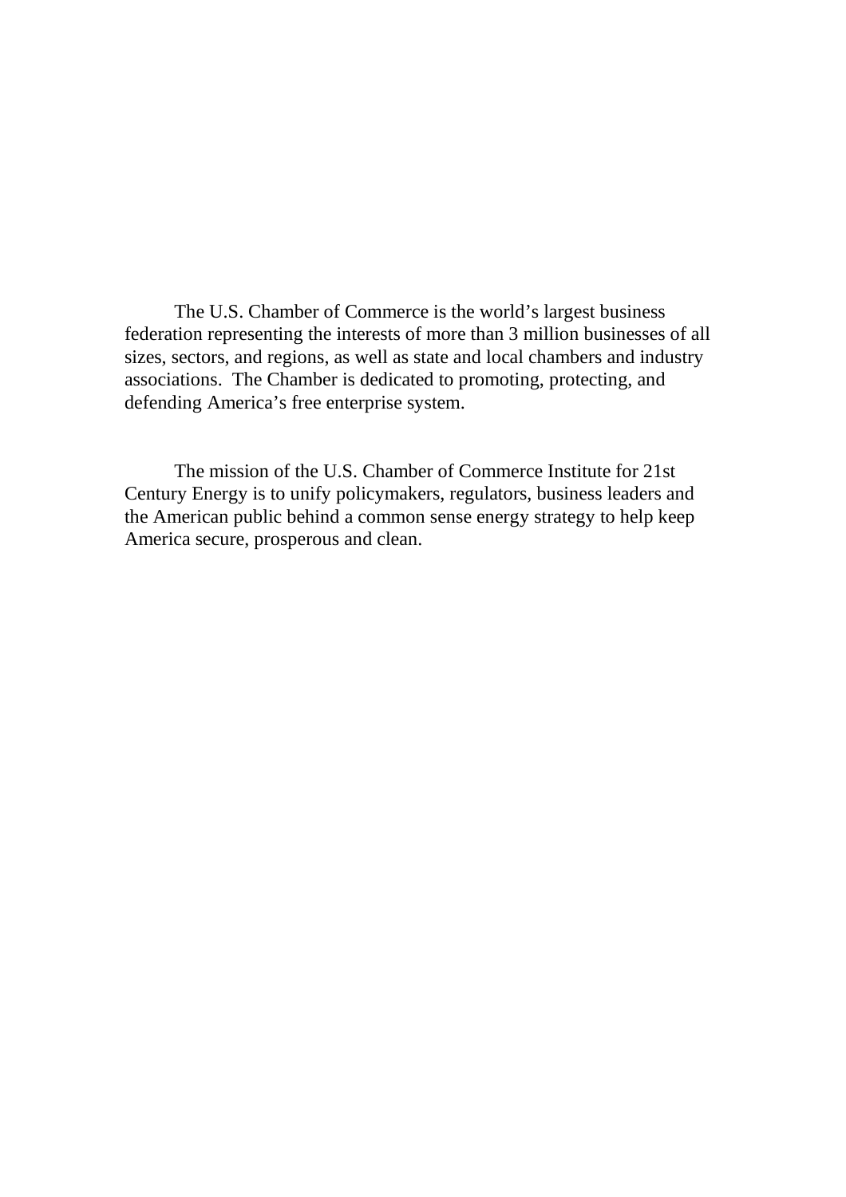The U.S. Chamber of Commerce is the world's largest business federation representing the interests of more than 3 million businesses of all sizes, sectors, and regions, as well as state and local chambers and industry associations. The Chamber is dedicated to promoting, protecting, and defending America's free enterprise system.

The mission of the U.S. Chamber of Commerce Institute for 21st Century Energy is to unify policymakers, regulators, business leaders and the American public behind a common sense energy strategy to help keep America secure, prosperous and clean.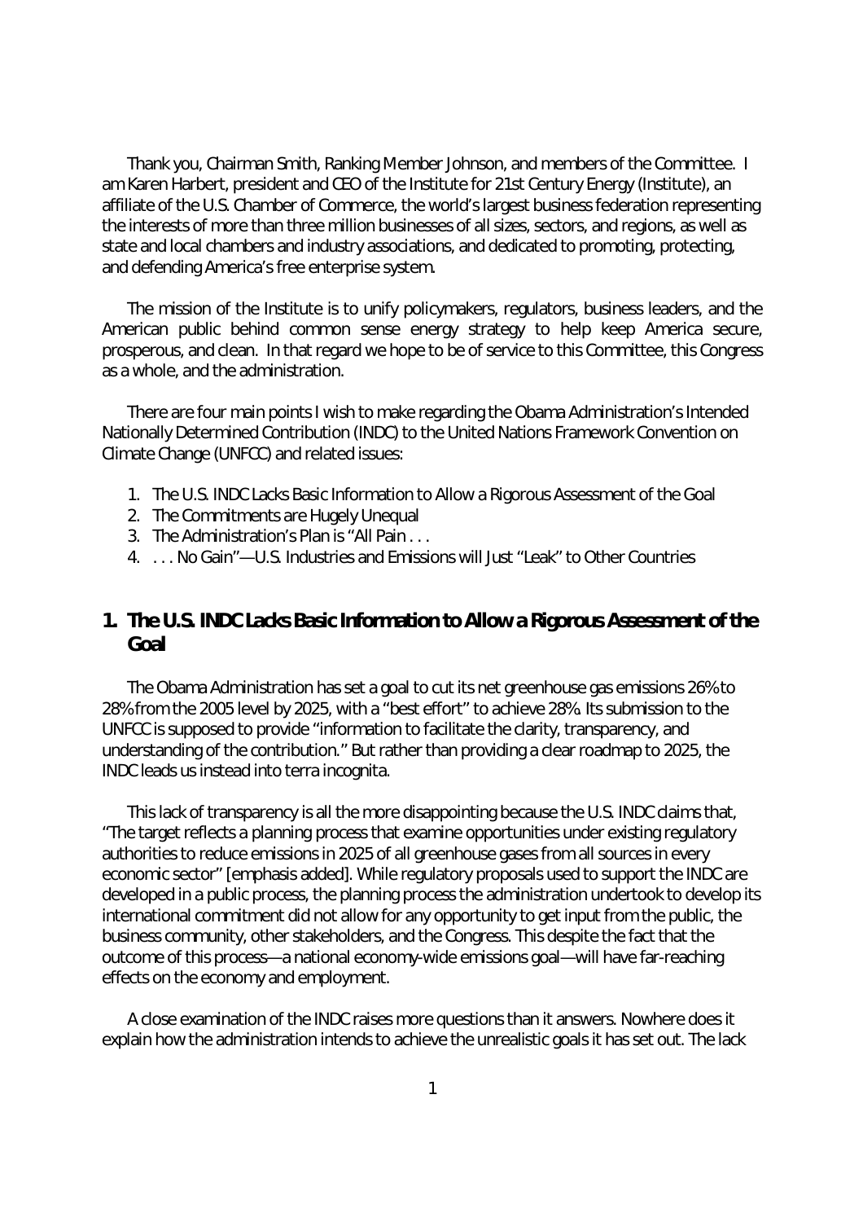Thank you, Chairman Smith, Ranking Member Johnson, and members of the Committee. I am Karen Harbert, president and CEO of the Institute for 21st Century Energy (Institute), an affiliate of the U.S. Chamber of Commerce, the world's largest business federation representing the interests of more than three million businesses of all sizes, sectors, and regions, as well as state and local chambers and industry associations, and dedicated to promoting, protecting, and defending America's free enterprise system.

The mission of the Institute is to unify policymakers, regulators, business leaders, and the American public behind common sense energy strategy to help keep America secure, prosperous, and clean. In that regard we hope to be of service to this Committee, this Congress as a whole, and the administration.

There are four main points I wish to make regarding the Obama Administration's Intended Nationally Determined Contribution (INDC) to the United Nations Framework Convention on Climate Change (UNFCC) and related issues:

1. The U.S. INDC Lacks Basic Information to Allow a Rigorous Assessment of the Goal
2. The Commitments are Hugely Unequal
3. The Administration's Plan is "All Pain . . .
4. . . . No Gain"—U.S. Industries and Emissions will Just "Leak" to Other Countries

## 1. The U.S. INDC Lacks Basic Information to Allow a Rigorous Assessment of the Goal

The Obama Administration has set a goal to cut its net greenhouse gas emissions 26% to 28% from the 2005 level by 2025, with a "best effort" to achieve 28%. Its submission to the UNFCC is supposed to provide "information to facilitate the clarity, transparency, and understanding of the contribution." But rather than providing a clear roadmap to 2025, the INDC leads us instead into terra incognita.

This lack of transparency is all the more disappointing because the U.S. INDC claims that, "The target reflects a planning process that examine opportunities under existing regulatory authorities to reduce emissions in 2025 of all greenhouse gases from all sources in every economic sector" [emphasis added]. While regulatory proposals used to support the INDC are developed in a public process, the planning process the administration undertook to develop its international commitment did not allow for any opportunity to get input from the public, the business community, other stakeholders, and the Congress. This despite the fact that the outcome of this process—a national economy-wide emissions goal—will have far-reaching effects on the economy and employment.

A close examination of the INDC raises more questions than it answers. Nowhere does it explain how the administration intends to achieve the unrealistic goals it has set out. The lack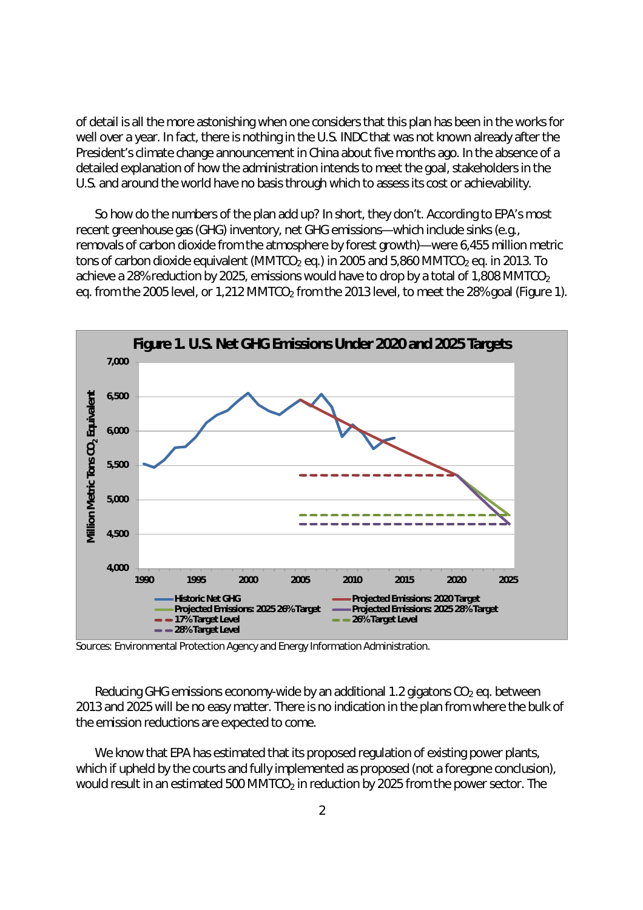of detail is all the more astonishing when one considers that this plan has been in the works for well over a year. In fact, there is nothing in the U.S. INDC that was not known already after the President's climate change announcement in China about five months ago. In the absence of a detailed explanation of how the administration intends to meet the goal, stakeholders in the U.S. and around the world have no basis through which to assess its cost or achievability.

So how do the numbers of the plan add up? In short, they don't. According to EPA's most recent greenhouse gas (GHG) inventory, net GHG emissions—which include sinks (e.g., removals of carbon dioxide from the atmosphere by forest growth)—were 6,455 million metric tons of carbon dioxide equivalent (MMT$CO_2$ eq.) in 2005 and 5,860 MMT$CO_2$ eq. in 2013. To achieve a 28% reduction by 2025, emissions would have to drop by a total of 1,808 MMT$CO_2$ eq. from the 2005 level, or 1,212 MMT$CO_2$ from the 2013 level, to meet the 28% goal (Figure 1).

**Figure 1. U.S. Net GHG Emissions Under 2020 and 2025 Targets**

Sources: Environmental Protection Agency and Energy Information Administration.

Reducing GHG emissions economy-wide by an additional 1.2 gigatons $CO_2$ eq. between 2013 and 2025 will be no easy matter. There is no indication in the plan from where the bulk of the emission reductions are expected to come.

We know that EPA has estimated that its proposed regulation of existing power plants, which if upheld by the courts and fully implemented as proposed (not a foregone conclusion), would result in an estimated 500 MMT$CO_2$ in reduction by 2025 from the power sector. The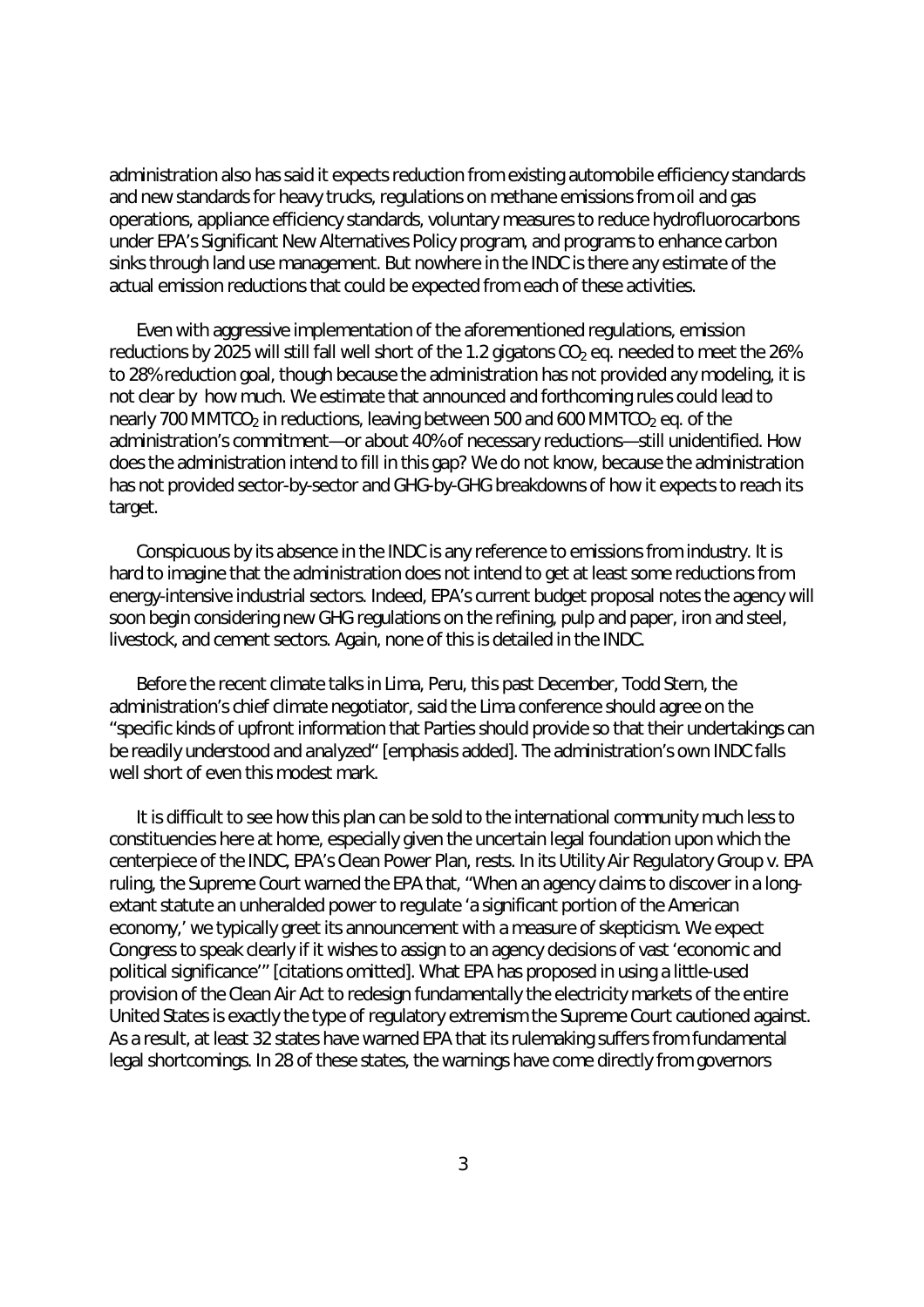administration also has said it expects reduction from existing automobile efficiency standards and new standards for heavy trucks, regulations on methane emissions from oil and gas operations, appliance efficiency standards, voluntary measures to reduce hydrofluorocarbons under EPA's Significant New Alternatives Policy program, and programs to enhance carbon sinks through land use management. But nowhere in the INDC is there any estimate of the actual emission reductions that could be expected from each of these activities.

Even with aggressive implementation of the aforementioned regulations, emission reductions by 2025 will still fall well short of the 1.2 gigatons $CO_2$ eq. needed to meet the 26% to 28% reduction goal, though because the administration has not provided any modeling, it is not clear by how much. We estimate that announced and forthcoming rules could lead to nearly 700 $MMTCO_2$ in reductions, leaving between 500 and 600 $MMTCO_2$ eq. of the administration's commitment—or about 40% of necessary reductions—still unidentified. How does the administration intend to fill in this gap? We do not know, because the administration has not provided sector-by-sector and GHG-by-GHG breakdowns of how it expects to reach its target.

Conspicuous by its absence in the INDC is any reference to emissions from industry. It is hard to imagine that the administration does not intend to get at least some reductions from energy-intensive industrial sectors. Indeed, EPA's current budget proposal notes the agency will soon begin considering new GHG regulations on the refining, pulp and paper, iron and steel, livestock, and cement sectors. Again, none of this is detailed in the INDC.

Before the recent climate talks in Lima, Peru, this past December, Todd Stern, the administration's chief climate negotiator, said the Lima conference should agree on the "specific kinds of upfront information that Parties should provide so that their undertakings can be readily understood and analyzed" [emphasis added]. The administration's own INDC falls well short of even this modest mark.

It is difficult to see how this plan can be sold to the international community much less to constituencies here at home, especially given the uncertain legal foundation upon which the centerpiece of the INDC, EPA's Clean Power Plan, rests. In its Utility Air Regulatory Group v. EPA ruling, the Supreme Court warned the EPA that, "When an agency claims to discover in a long-extant statute an unheralded power to regulate 'a significant portion of the American economy,' we typically greet its announcement with a measure of skepticism. We expect Congress to speak clearly if it wishes to assign to an agency decisions of vast 'economic and political significance'" [citations omitted]. What EPA has proposed in using a little-used provision of the Clean Air Act to redesign fundamentally the electricity markets of the entire United States is exactly the type of regulatory extremism the Supreme Court cautioned against. As a result, at least 32 states have warned EPA that its rulemaking suffers from fundamental legal shortcomings. In 28 of these states, the warnings have come directly from governors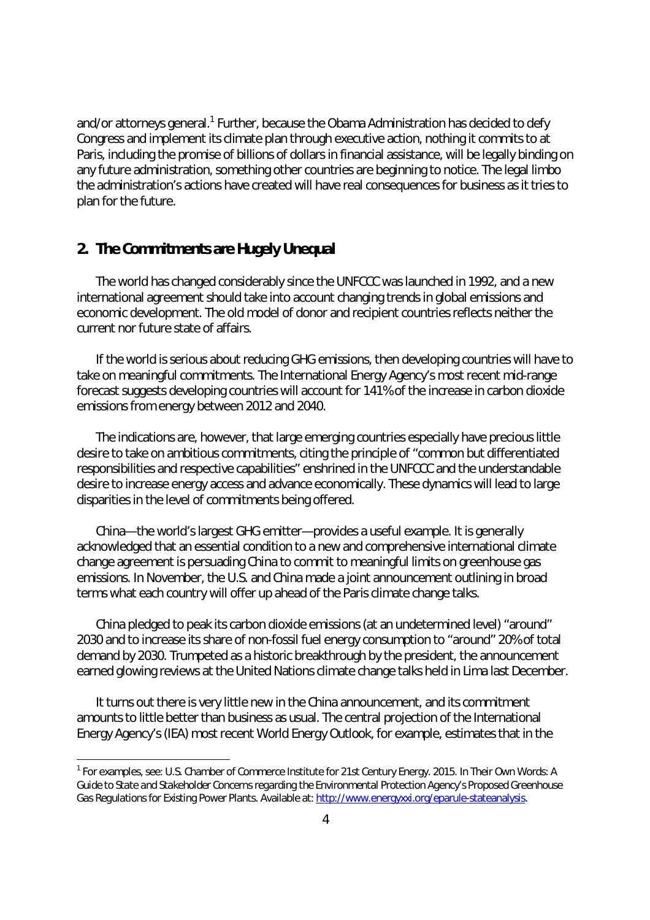and/or attorneys general.[1] Further, because the Obama Administration has decided to defy Congress and implement its climate plan through executive action, nothing it commits to at Paris, including the promise of billions of dollars in financial assistance, will be legally binding on any future administration, something other countries are beginning to notice. The legal limbo the administration's actions have created will have real consequences for business as it tries to plan for the future.

## 2. The Commitments are Hugely Unequal

The world has changed considerably since the UNFCCC was launched in 1992, and a new international agreement should take into account changing trends in global emissions and economic development. The old model of donor and recipient countries reflects neither the current nor future state of affairs.

If the world is serious about reducing GHG emissions, then developing countries will have to take on meaningful commitments. The International Energy Agency's most recent mid-range forecast suggests developing countries will account for 141% of the increase in carbon dioxide emissions from energy between 2012 and 2040.

The indications are, however, that large emerging countries especially have precious little desire to take on ambitious commitments, citing the principle of "common but differentiated responsibilities and respective capabilities" enshrined in the UNFCCC and the understandable desire to increase energy access and advance economically. These dynamics will lead to large disparities in the level of commitments being offered.

China—the world's largest GHG emitter—provides a useful example. It is generally acknowledged that an essential condition to a new and comprehensive international climate change agreement is persuading China to commit to meaningful limits on greenhouse gas emissions. In November, the U.S. and China made a joint announcement outlining in broad terms what each country will offer up ahead of the Paris climate change talks.

China pledged to peak its carbon dioxide emissions (at an undetermined level) "around" 2030 and to increase its share of non-fossil fuel energy consumption to "around" 20% of total demand by 2030. Trumpeted as a historic breakthrough by the president, the announcement earned glowing reviews at the United Nations climate change talks held in Lima last December.

It turns out there is very little new in the China announcement, and its commitment amounts to little better than business as usual. The central projection of the International Energy Agency's (IEA) most recent World Energy Outlook, for example, estimates that in the

[1] For examples, see: U.S. Chamber of Commerce Institute for 21st Century Energy. 2015. In Their Own Words: A Guide to State and Stakeholder Concerns regarding the Environmental Protection Agency's Proposed Greenhouse Gas Regulations for Existing Power Plants. Available at: http://www.energyxxi.org/eparule-stateanalysis.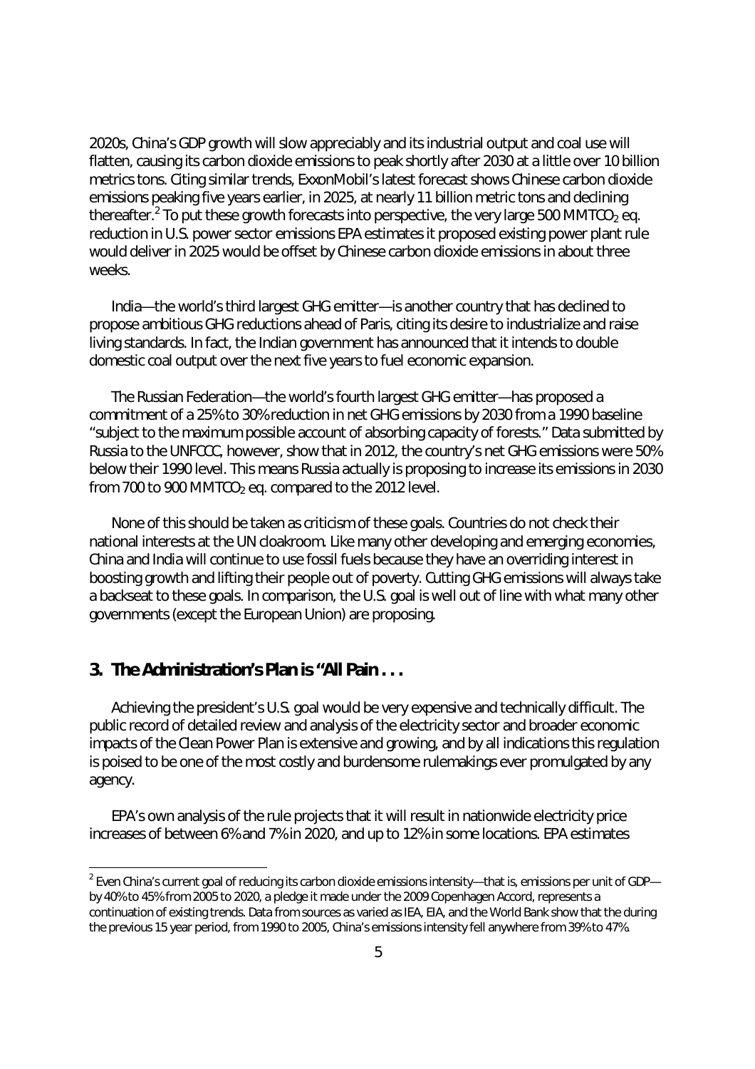2020s, China's GDP growth will slow appreciably and its industrial output and coal use will flatten, causing its carbon dioxide emissions to peak shortly after 2030 at a little over 10 billion metrics tons. Citing similar trends, ExxonMobil's latest forecast shows Chinese carbon dioxide emissions peaking five years earlier, in 2025, at nearly 11 billion metric tons and declining thereafter.[2] To put these growth forecasts into perspective, the very large 500 $MMTCO_2$ eq. reduction in U.S. power sector emissions EPA estimates it proposed existing power plant rule would deliver in 2025 would be offset by Chinese carbon dioxide emissions in about three weeks.

India—the world's third largest GHG emitter—is another country that has declined to propose ambitious GHG reductions ahead of Paris, citing its desire to industrialize and raise living standards. In fact, the Indian government has announced that it intends to double domestic coal output over the next five years to fuel economic expansion.

The Russian Federation—the world's fourth largest GHG emitter—has proposed a commitment of a 25% to 30% reduction in net GHG emissions by 2030 from a 1990 baseline "subject to the maximum possible account of absorbing capacity of forests." Data submitted by Russia to the UNFCCC, however, show that in 2012, the country's net GHG emissions were 50% below their 1990 level. This means Russia actually is proposing to increase its emissions in 2030 from 700 to 900 $MMTCO_2$ eq. compared to the 2012 level.

None of this should be taken as criticism of these goals. Countries do not check their national interests at the UN cloakroom. Like many other developing and emerging economies, China and India will continue to use fossil fuels because they have an overriding interest in boosting growth and lifting their people out of poverty. Cutting GHG emissions will always take a backseat to these goals. In comparison, the U.S. goal is well out of line with what many other governments (except the European Union) are proposing.

## 3. The Administration's Plan is "All Pain . . .

Achieving the president's U.S. goal would be very expensive and technically difficult. The public record of detailed review and analysis of the electricity sector and broader economic impacts of the Clean Power Plan is extensive and growing, and by all indications this regulation is poised to be one of the most costly and burdensome rulemakings ever promulgated by any agency.

EPA's own analysis of the rule projects that it will result in nationwide electricity price increases of between 6% and 7% in 2020, and up to 12% in some locations. EPA estimates

[2] Even China's current goal of reducing its carbon dioxide emissions intensity—that is, emissions per unit of GDP—by 40% to 45% from 2005 to 2020, a pledge it made under the 2009 Copenhagen Accord, represents a continuation of existing trends. Data from sources as varied as IEA, EIA, and the World Bank show that the during the previous 15 year period, from 1990 to 2005, China's emissions intensity fell anywhere from 39% to 47%.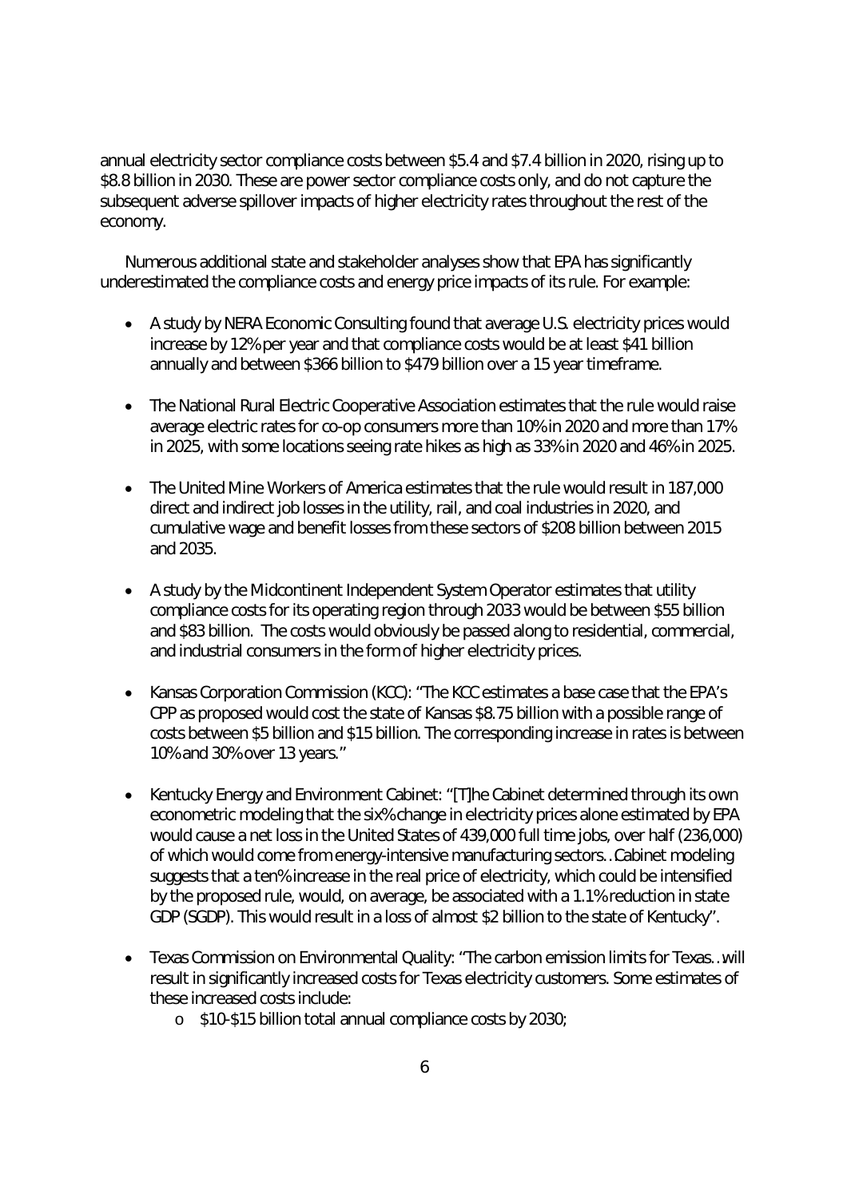annual electricity sector compliance costs between $5.4 and $7.4 billion in 2020, rising up to $8.8 billion in 2030. These are power sector compliance costs only, and do not capture the subsequent adverse spillover impacts of higher electricity rates throughout the rest of the economy.

Numerous additional state and stakeholder analyses show that EPA has significantly underestimated the compliance costs and energy price impacts of its rule. For example:

- A study by NERA Economic Consulting found that average U.S. electricity prices would increase by 12% per year and that compliance costs would be at least $41 billion annually and between $366 billion to $479 billion over a 15 year timeframe.

- The National Rural Electric Cooperative Association estimates that the rule would raise average electric rates for co-op consumers more than 10% in 2020 and more than 17% in 2025, with some locations seeing rate hikes as high as 33% in 2020 and 46% in 2025.

- The United Mine Workers of America estimates that the rule would result in 187,000 direct and indirect job losses in the utility, rail, and coal industries in 2020, and cumulative wage and benefit losses from these sectors of $208 billion between 2015 and 2035.

- A study by the Midcontinent Independent System Operator estimates that utility compliance costs for its operating region through 2033 would be between $55 billion and $83 billion. The costs would obviously be passed along to residential, commercial, and industrial consumers in the form of higher electricity prices.

- Kansas Corporation Commission (KCC): "The KCC estimates a base case that the EPA's CPP as proposed would cost the state of Kansas $8.75 billion with a possible range of costs between $5 billion and $15 billion. The corresponding increase in rates is between 10% and 30% over 13 years."

- Kentucky Energy and Environment Cabinet: "[T]he Cabinet determined through its own econometric modeling that the six% change in electricity prices alone estimated by EPA would cause a net loss in the United States of 439,000 full time jobs, over half (236,000) of which would come from energy-intensive manufacturing sectors…Cabinet modeling suggests that a ten% increase in the real price of electricity, which could be intensified by the proposed rule, would, on average, be associated with a 1.1% reduction in state GDP (SGDP). This would result in a loss of almost $2 billion to the state of Kentucky".

- Texas Commission on Environmental Quality: "The carbon emission limits for Texas…will result in significantly increased costs for Texas electricity customers. Some estimates of these increased costs include:
  - $10-$15 billion total annual compliance costs by 2030;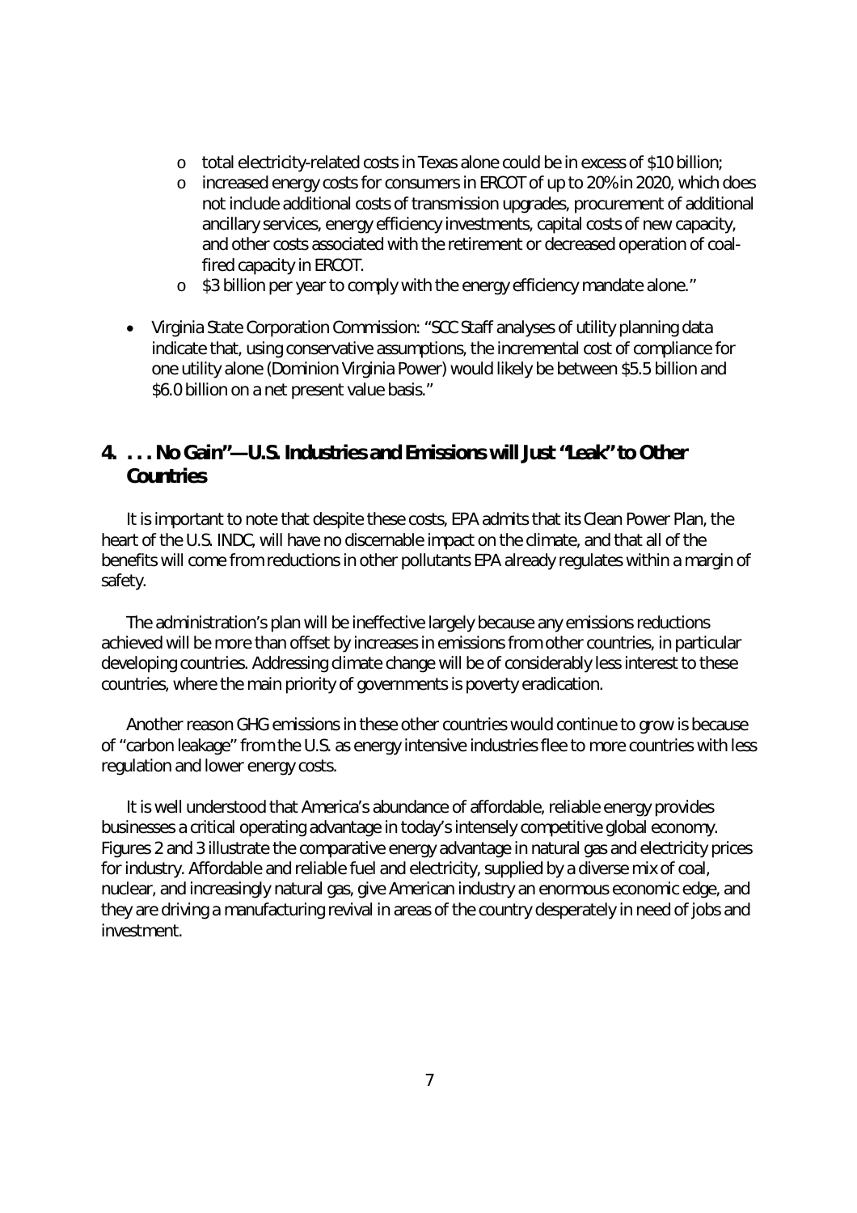- total electricity-related costs in Texas alone could be in excess of $10 billion;
  - increased energy costs for consumers in ERCOT of up to 20% in 2020, which does not include additional costs of transmission upgrades, procurement of additional ancillary services, energy efficiency investments, capital costs of new capacity, and other costs associated with the retirement or decreased operation of coal-fired capacity in ERCOT.
  - $3 billion per year to comply with the energy efficiency mandate alone."

- Virginia State Corporation Commission: "SCC Staff analyses of utility planning data indicate that, using conservative assumptions, the incremental cost of compliance for one utility alone (Dominion Virginia Power) would likely be between $5.5 billion and $6.0 billion on a net present value basis."

## 4. . . . No Gain"—U.S. Industries and Emissions will Just "Leak" to Other Countries

It is important to note that despite these costs, EPA admits that its Clean Power Plan, the heart of the U.S. INDC, will have no discernable impact on the climate, and that all of the benefits will come from reductions in other pollutants EPA already regulates within a margin of safety.

The administration's plan will be ineffective largely because any emissions reductions achieved will be more than offset by increases in emissions from other countries, in particular developing countries. Addressing climate change will be of considerably less interest to these countries, where the main priority of governments is poverty eradication.

Another reason GHG emissions in these other countries would continue to grow is because of "carbon leakage" from the U.S. as energy intensive industries flee to more countries with less regulation and lower energy costs.

It is well understood that America's abundance of affordable, reliable energy provides businesses a critical operating advantage in today's intensely competitive global economy. Figures 2 and 3 illustrate the comparative energy advantage in natural gas and electricity prices for industry. Affordable and reliable fuel and electricity, supplied by a diverse mix of coal, nuclear, and increasingly natural gas, give American industry an enormous economic edge, and they are driving a manufacturing revival in areas of the country desperately in need of jobs and investment.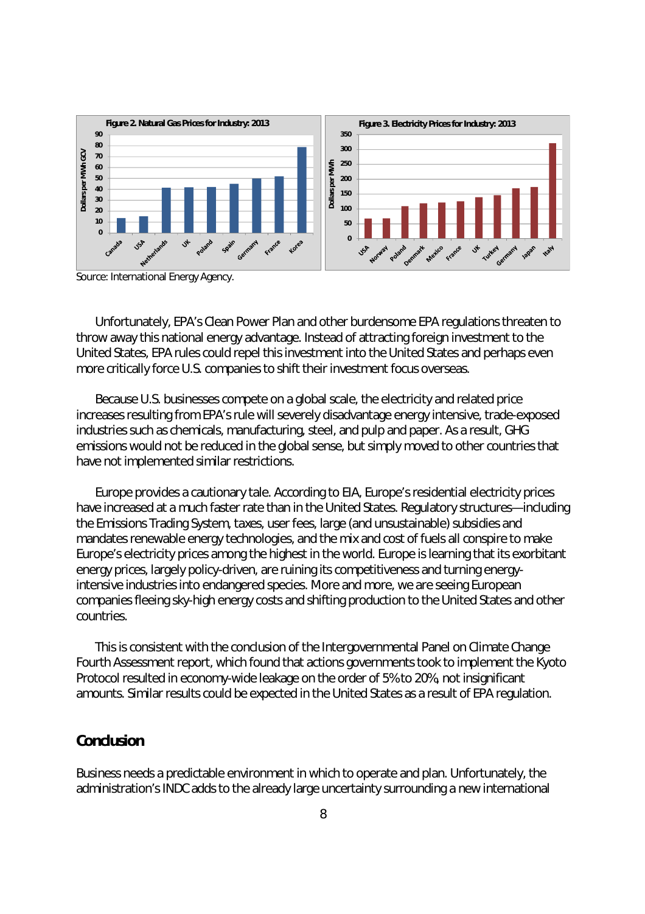**Figure 2. Natural Gas Prices for Industry: 2013**

**Figure 3. Electricity Prices for Industry: 2013**

Source: International Energy Agency.

Unfortunately, EPA's Clean Power Plan and other burdensome EPA regulations threaten to throw away this national energy advantage. Instead of attracting foreign investment to the United States, EPA rules could repel this investment into the United States and perhaps even more critically force U.S. companies to shift their investment focus overseas.

Because U.S. businesses compete on a global scale, the electricity and related price increases resulting from EPA's rule will severely disadvantage energy intensive, trade-exposed industries such as chemicals, manufacturing, steel, and pulp and paper. As a result, GHG emissions would not be reduced in the global sense, but simply moved to other countries that have not implemented similar restrictions.

Europe provides a cautionary tale. According to EIA, Europe's residential electricity prices have increased at a much faster rate than in the United States. Regulatory structures—including the Emissions Trading System, taxes, user fees, large (and unsustainable) subsidies and mandates renewable energy technologies, and the mix and cost of fuels all conspire to make Europe's electricity prices among the highest in the world. Europe is learning that its exorbitant energy prices, largely policy-driven, are ruining its competitiveness and turning energy-intensive industries into endangered species. More and more, we are seeing European companies fleeing sky-high energy costs and shifting production to the United States and other countries.

This is consistent with the conclusion of the Intergovernmental Panel on Climate Change Fourth Assessment report, which found that actions governments took to implement the Kyoto Protocol resulted in economy-wide leakage on the order of 5% to 20%, not insignificant amounts. Similar results could be expected in the United States as a result of EPA regulation.

## Conclusion

Business needs a predictable environment in which to operate and plan. Unfortunately, the administration's INDC adds to the already large uncertainty surrounding a new international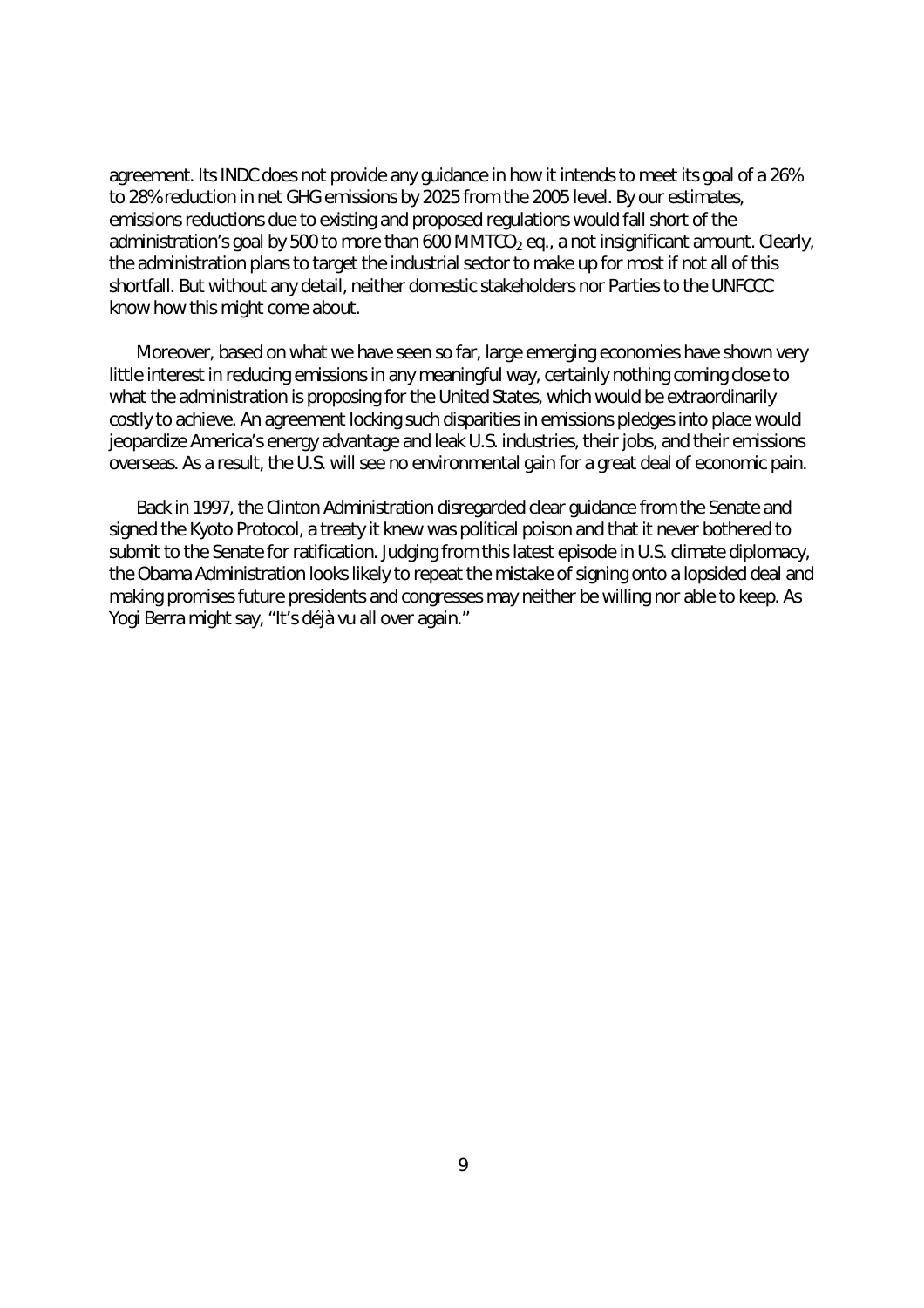agreement. Its INDC does not provide any guidance in how it intends to meet its goal of a 26% to 28% reduction in net GHG emissions by 2025 from the 2005 level. By our estimates, emissions reductions due to existing and proposed regulations would fall short of the administration's goal by 500 to more than 600 $MMTCO_2$ eq., a not insignificant amount. Clearly, the administration plans to target the industrial sector to make up for most if not all of this shortfall. But without any detail, neither domestic stakeholders nor Parties to the UNFCCC know how this might come about.

Moreover, based on what we have seen so far, large emerging economies have shown very little interest in reducing emissions in any meaningful way, certainly nothing coming close to what the administration is proposing for the United States, which would be extraordinarily costly to achieve. An agreement locking such disparities in emissions pledges into place would jeopardize America's energy advantage and leak U.S. industries, their jobs, and their emissions overseas. As a result, the U.S. will see no environmental gain for a great deal of economic pain.

Back in 1997, the Clinton Administration disregarded clear guidance from the Senate and signed the Kyoto Protocol, a treaty it knew was political poison and that it never bothered to submit to the Senate for ratification. Judging from this latest episode in U.S. climate diplomacy, the Obama Administration looks likely to repeat the mistake of signing onto a lopsided deal and making promises future presidents and congresses may neither be willing nor able to keep. As Yogi Berra might say, "It's déjà vu all over again."